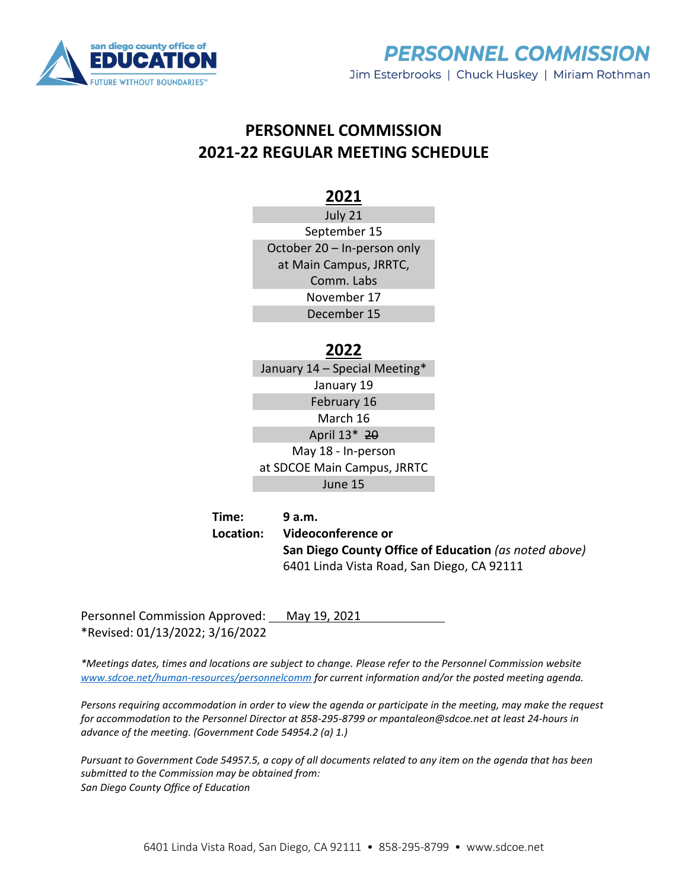san diego county office of
**EDUCATION**
FUTURE WITHOUT BOUNDARIES™

**PERSONNEL COMMISSION**
Jim Esterbrooks | Chuck Huskey | Miriam Rothman

# PERSONNEL COMMISSION
# 2021-22 REGULAR MEETING SCHEDULE

## 2021

July 21
September 15
October 20 – In-person only at Main Campus, JRRTC, Comm. Labs
November 17
December 15

## 2022

January 14 – Special Meeting*
January 19
February 16
March 16
April 13* ~~20~~
May 18 - In-person at SDCOE Main Campus, JRRTC
June 15

**Time:** **9 a.m.**
**Location:** **Videoconference or**
**San Diego County Office of Education** *(as noted above)*
6401 Linda Vista Road, San Diego, CA 92111

Personnel Commission Approved: May 19, 2021
*Revised: 01/13/2022; 3/16/2022

**Meetings dates, times and locations are subject to change. Please refer to the Personnel Commission website www.sdcoe.net/human-resources/personnelcomm for current information and/or the posted meeting agenda.*

*Persons requiring accommodation in order to view the agenda or participate in the meeting, may make the request for accommodation to the Personnel Director at 858-295-8799 or mpantaleon@sdcoe.net at least 24-hours in advance of the meeting. (Government Code 54954.2 (a) 1.)*

*Pursuant to Government Code 54957.5, a copy of all documents related to any item on the agenda that has been submitted to the Commission may be obtained from:*
*San Diego County Office of Education*

6401 Linda Vista Road, San Diego, CA 92111 • 858-295-8799 • www.sdcoe.net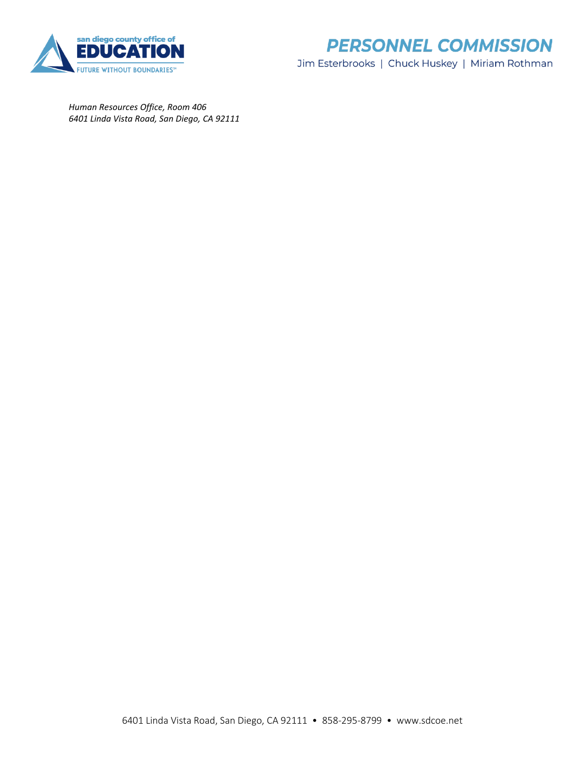*Human Resources Office, Room 406*
*6401 Linda Vista Road, San Diego, CA 92111*